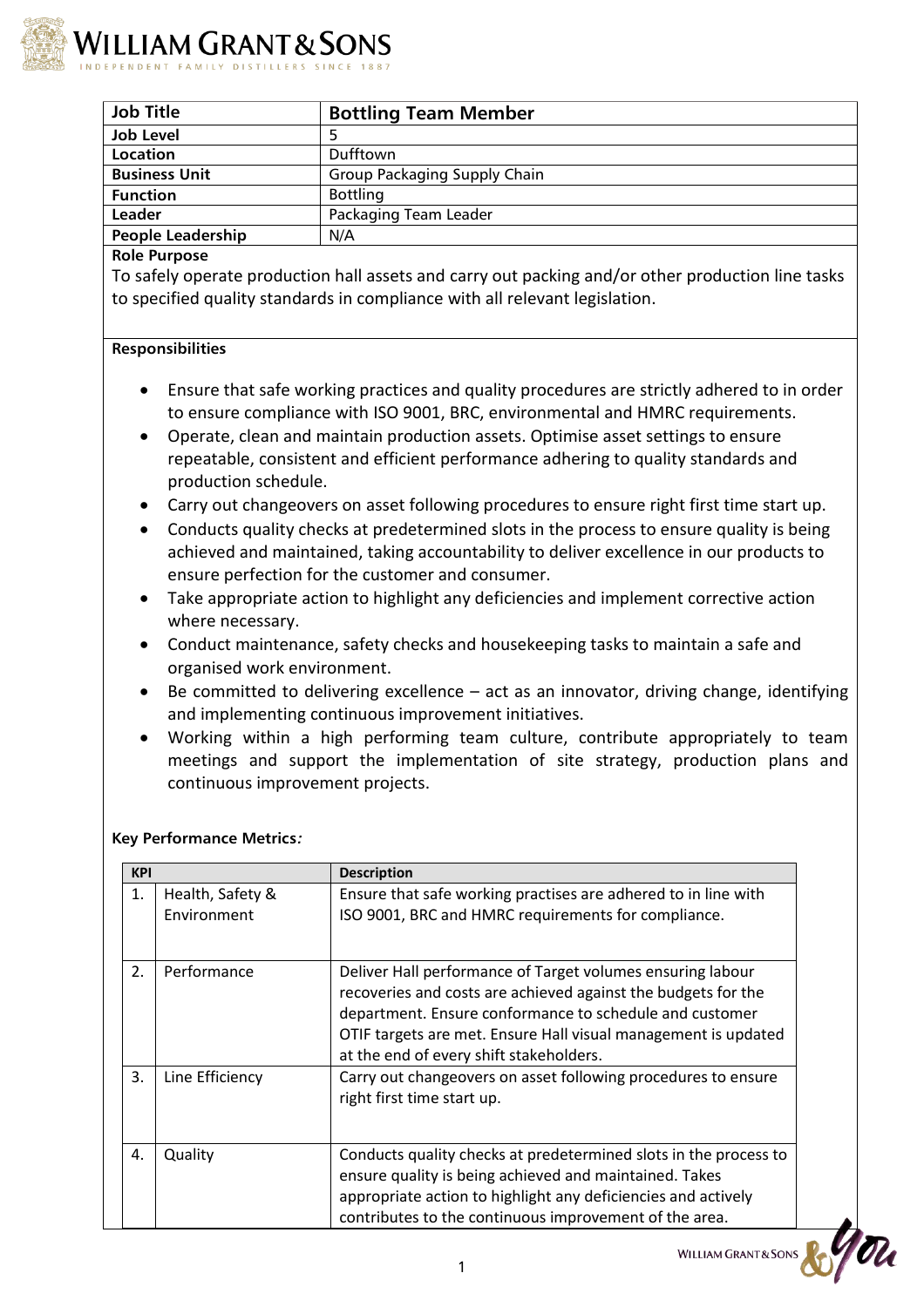| Job Title | Bottling Team Member |
|---|---|
| Job Level | 5 |
| Location | Dufftown |
| Business Unit | Group Packaging Supply Chain |
| Function | Bottling |
| Leader | Packaging Team Leader |
| People Leadership | N/A |

**Role Purpose**

To safely operate production hall assets and carry out packing and/or other production line tasks to specified quality standards in compliance with all relevant legislation.

**Responsibilities**

- Ensure that safe working practices and quality procedures are strictly adhered to in order to ensure compliance with ISO 9001, BRC, environmental and HMRC requirements.
- Operate, clean and maintain production assets. Optimise asset settings to ensure repeatable, consistent and efficient performance adhering to quality standards and production schedule.
- Carry out changeovers on asset following procedures to ensure right first time start up.
- Conducts quality checks at predetermined slots in the process to ensure quality is being achieved and maintained, taking accountability to deliver excellence in our products to ensure perfection for the customer and consumer.
- Take appropriate action to highlight any deficiencies and implement corrective action where necessary.
- Conduct maintenance, safety checks and housekeeping tasks to maintain a safe and organised work environment.
- Be committed to delivering excellence – act as an innovator, driving change, identifying and implementing continuous improvement initiatives.
- Working within a high performing team culture, contribute appropriately to team meetings and support the implementation of site strategy, production plans and continuous improvement projects.

**Key Performance Metrics***:*

| KPI | | Description |
|---|---|---|
| 1. | Health, Safety & Environment | Ensure that safe working practises are adhered to in line with ISO 9001, BRC and HMRC requirements for compliance. |
| 2. | Performance | Deliver Hall performance of Target volumes ensuring labour recoveries and costs are achieved against the budgets for the department. Ensure conformance to schedule and customer OTIF targets are met. Ensure Hall visual management is updated at the end of every shift stakeholders. |
| 3. | Line Efficiency | Carry out changeovers on asset following procedures to ensure right first time start up. |
| 4. | Quality | Conducts quality checks at predetermined slots in the process to ensure quality is being achieved and maintained. Takes appropriate action to highlight any deficiencies and actively contributes to the continuous improvement of the area. |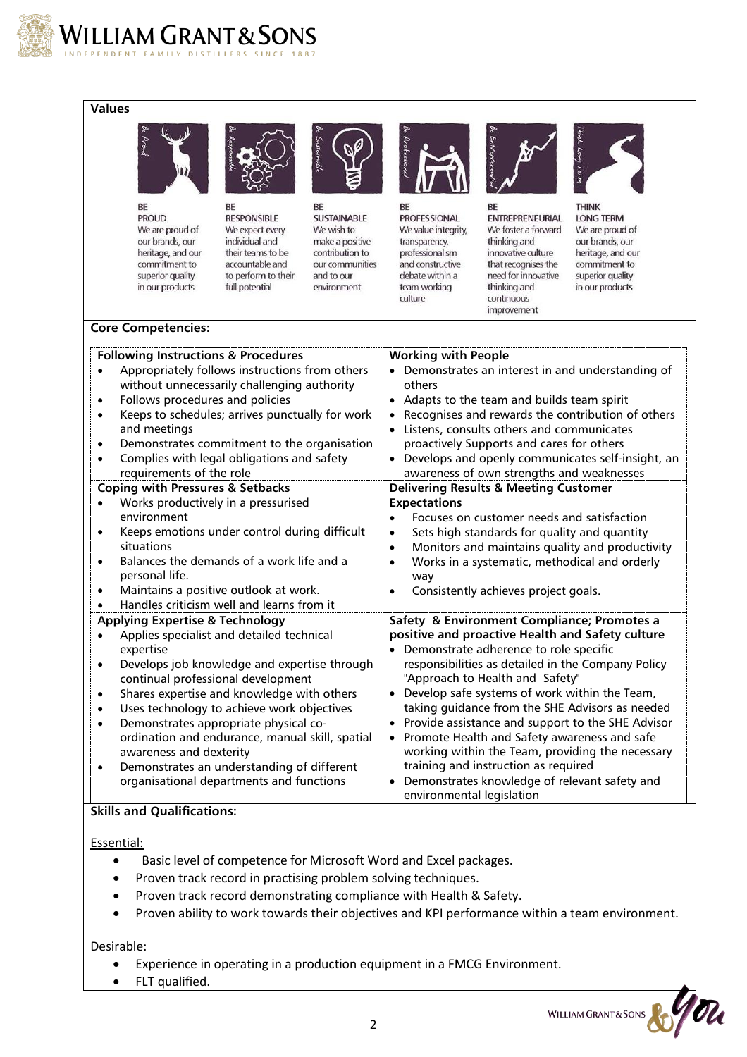## Values

| BE PROUD | BE RESPONSIBLE | BE SUSTAINABLE | BE PROFESSIONAL | BE ENTREPRENEURIAL | THINK LONG TERM |
|---|---|---|---|---|---|
| We are proud of our brands, our heritage, and our commitment to superior quality in our products | We expect every individual and their teams to be accountable and to perform to their full potential | We wish to make a positive contribution to our communities and to our environment | We value integrity, transparency, professionalism and constructive debate within a team working culture | We foster a forward thinking and innovative culture that recognises the need for innovative thinking and continuous improvement | We are proud of our brands, our heritage, and our commitment to superior quality in our products |

## Core Competencies:

**Following Instructions & Procedures**

- Appropriately follows instructions from others without unnecessarily challenging authority
- Follows procedures and policies
- Keeps to schedules; arrives punctually for work and meetings
- Demonstrates commitment to the organisation
- Complies with legal obligations and safety requirements of the role

**Working with People**

- Demonstrates an interest in and understanding of others
- Adapts to the team and builds team spirit
- Recognises and rewards the contribution of others
- Listens, consults others and communicates proactively Supports and cares for others
- Develops and openly communicates self-insight, an awareness of own strengths and weaknesses

**Coping with Pressures & Setbacks**

- Works productively in a pressurised environment
- Keeps emotions under control during difficult situations
- Balances the demands of a work life and a personal life.
- Maintains a positive outlook at work.
- Handles criticism well and learns from it

**Delivering Results & Meeting Customer Expectations**

- Focuses on customer needs and satisfaction
- Sets high standards for quality and quantity
- Monitors and maintains quality and productivity
- Works in a systematic, methodical and orderly way
- Consistently achieves project goals.

**Applying Expertise & Technology**

- Applies specialist and detailed technical expertise
- Develops job knowledge and expertise through continual professional development
- Shares expertise and knowledge with others
- Uses technology to achieve work objectives
- Demonstrates appropriate physical co-ordination and endurance, manual skill, spatial awareness and dexterity
- Demonstrates an understanding of different organisational departments and functions

**Safety & Environment Compliance; Promotes a positive and proactive Health and Safety culture**

- Demonstrate adherence to role specific responsibilities as detailed in the Company Policy "Approach to Health and Safety"
- Develop safe systems of work within the Team, taking guidance from the SHE Advisors as needed
- Provide assistance and support to the SHE Advisor
- Promote Health and Safety awareness and safe working within the Team, providing the necessary training and instruction as required
- Demonstrates knowledge of relevant safety and environmental legislation

## Skills and Qualifications:

Essential:

- Basic level of competence for Microsoft Word and Excel packages.
- Proven track record in practising problem solving techniques.
- Proven track record demonstrating compliance with Health & Safety.
- Proven ability to work towards their objectives and KPI performance within a team environment.

Desirable:

- Experience in operating in a production equipment in a FMCG Environment.
- FLT qualified.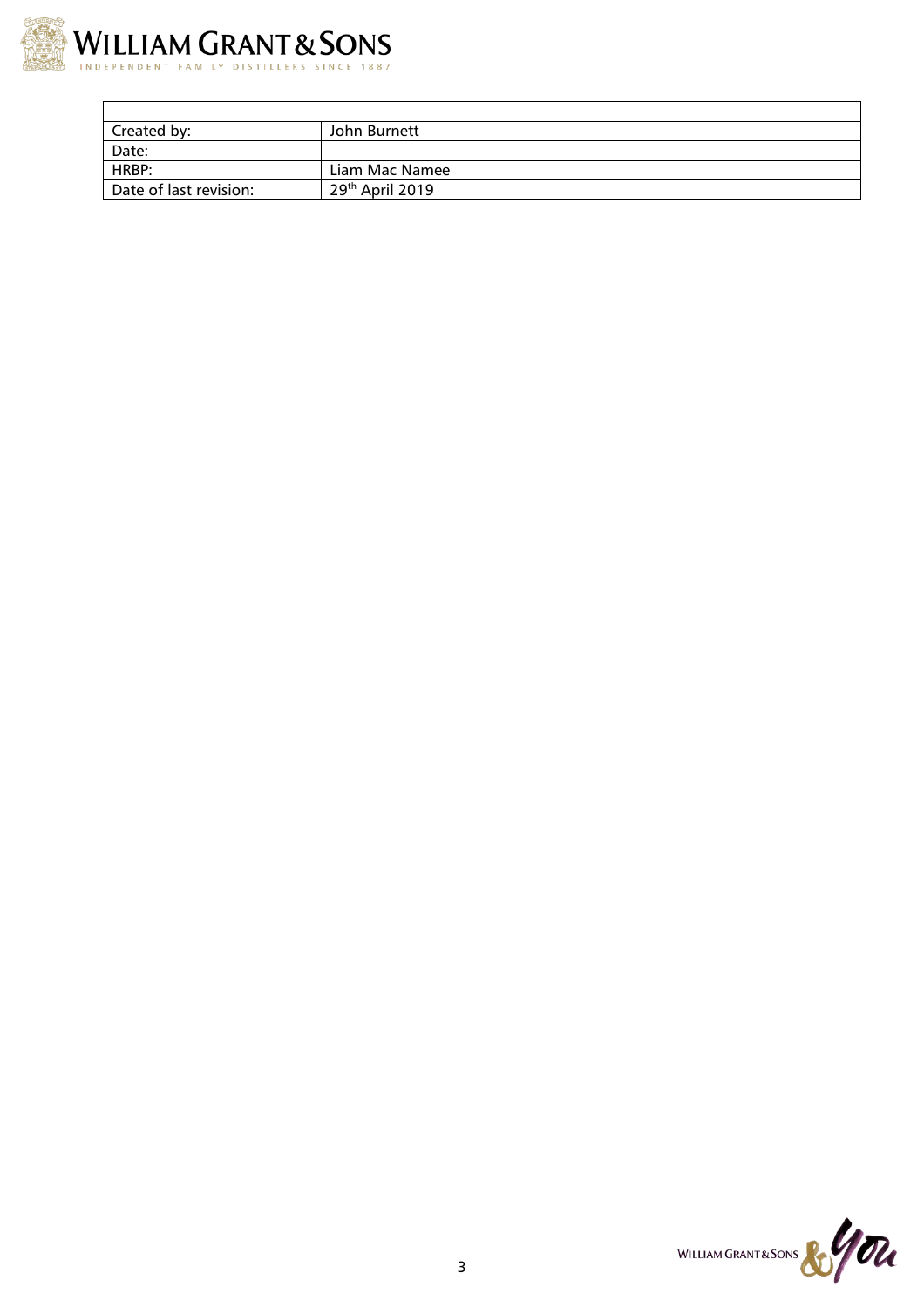| | |
|---|---|
| Created by: | John Burnett |
| Date: | |
| HRBP: | Liam Mac Namee |
| Date of last revision: | 29th April 2019 |